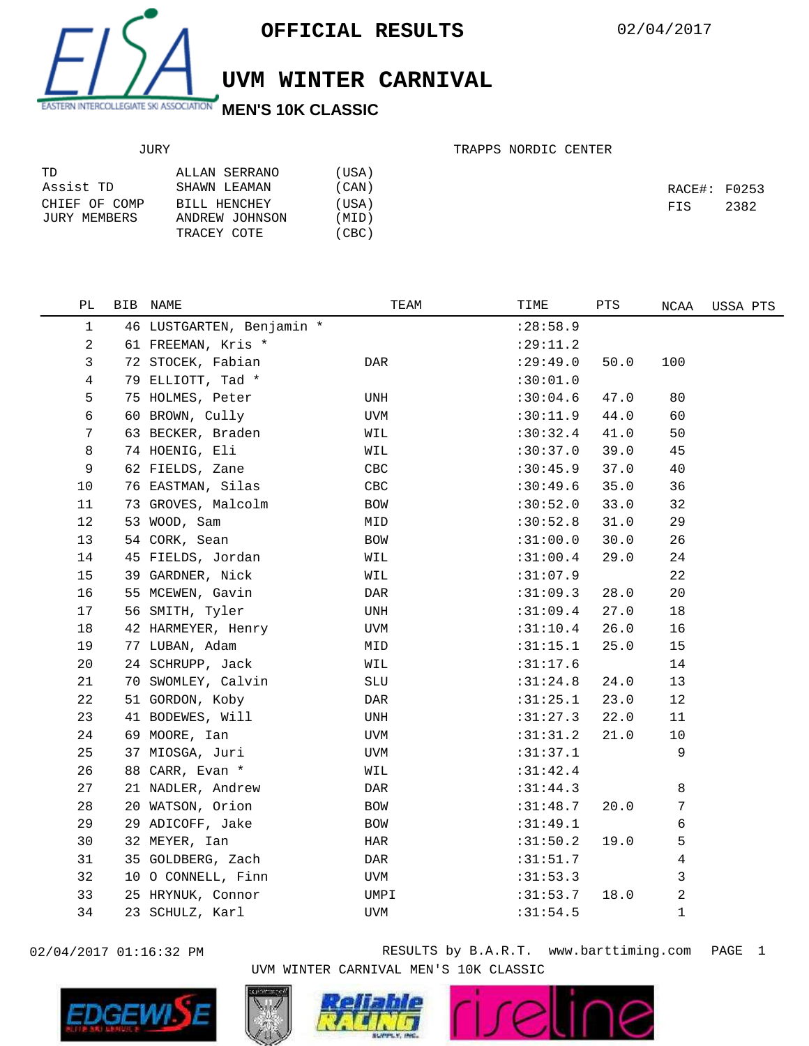# OFFICIAL RESULTS

02/04/2017

## UVM WINTER CARNIVAL

### MEN'S 10K CLASSIC

JURY

| | | |
|---|---|---|
| TD | ALLAN SERRANO | (USA) |
| Assist TD | SHAWN LEAMAN | (CAN) |
| CHIEF OF COMP | BILL HENCHEY | (USA) |
| JURY MEMBERS | ANDREW JOHNSON | (MID) |
| | TRACEY COTE | (CBC) |

TRAPPS NORDIC CENTER

RACE#: F0253
FIS 2382

| PL | BIB | NAME | TEAM | TIME | PTS | NCAA | USSA PTS |
|---|---|---|---|---|---|---|---|
| 1 | 46 | LUSTGARTEN, Benjamin * | | :28:58.9 | | | |
| 2 | 61 | FREEMAN, Kris * | | :29:11.2 | | | |
| 3 | 72 | STOCEK, Fabian | DAR | :29:49.0 | 50.0 | 100 | |
| 4 | 79 | ELLIOTT, Tad * | | :30:01.0 | | | |
| 5 | 75 | HOLMES, Peter | UNH | :30:04.6 | 47.0 | 80 | |
| 6 | 60 | BROWN, Cully | UVM | :30:11.9 | 44.0 | 60 | |
| 7 | 63 | BECKER, Braden | WIL | :30:32.4 | 41.0 | 50 | |
| 8 | 74 | HOENIG, Eli | WIL | :30:37.0 | 39.0 | 45 | |
| 9 | 62 | FIELDS, Zane | CBC | :30:45.9 | 37.0 | 40 | |
| 10 | 76 | EASTMAN, Silas | CBC | :30:49.6 | 35.0 | 36 | |
| 11 | 73 | GROVES, Malcolm | BOW | :30:52.0 | 33.0 | 32 | |
| 12 | 53 | WOOD, Sam | MID | :30:52.8 | 31.0 | 29 | |
| 13 | 54 | CORK, Sean | BOW | :31:00.0 | 30.0 | 26 | |
| 14 | 45 | FIELDS, Jordan | WIL | :31:00.4 | 29.0 | 24 | |
| 15 | 39 | GARDNER, Nick | WIL | :31:07.9 | | 22 | |
| 16 | 55 | MCEWEN, Gavin | DAR | :31:09.3 | 28.0 | 20 | |
| 17 | 56 | SMITH, Tyler | UNH | :31:09.4 | 27.0 | 18 | |
| 18 | 42 | HARMEYER, Henry | UVM | :31:10.4 | 26.0 | 16 | |
| 19 | 77 | LUBAN, Adam | MID | :31:15.1 | 25.0 | 15 | |
| 20 | 24 | SCHRUPP, Jack | WIL | :31:17.6 | | 14 | |
| 21 | 70 | SWOMLEY, Calvin | SLU | :31:24.8 | 24.0 | 13 | |
| 22 | 51 | GORDON, Koby | DAR | :31:25.1 | 23.0 | 12 | |
| 23 | 41 | BODEWES, Will | UNH | :31:27.3 | 22.0 | 11 | |
| 24 | 69 | MOORE, Ian | UVM | :31:31.2 | 21.0 | 10 | |
| 25 | 37 | MIOSGA, Juri | UVM | :31:37.1 | | 9 | |
| 26 | 88 | CARR, Evan * | WIL | :31:42.4 | | | |
| 27 | 21 | NADLER, Andrew | DAR | :31:44.3 | | 8 | |
| 28 | 20 | WATSON, Orion | BOW | :31:48.7 | 20.0 | 7 | |
| 29 | 29 | ADICOFF, Jake | BOW | :31:49.1 | | 6 | |
| 30 | 32 | MEYER, Ian | HAR | :31:50.2 | 19.0 | 5 | |
| 31 | 35 | GOLDBERG, Zach | DAR | :31:51.7 | | 4 | |
| 32 | 10 | O CONNELL, Finn | UVM | :31:53.3 | | 3 | |
| 33 | 25 | HRYNUK, Connor | UMPI | :31:53.7 | 18.0 | 2 | |
| 34 | 23 | SCHULZ, Karl | UVM | :31:54.5 | | 1 | |

02/04/2017 01:16:32 PM RESULTS by B.A.R.T. www.barttiming.com

UVM WINTER CARNIVAL MEN'S 10K CLASSIC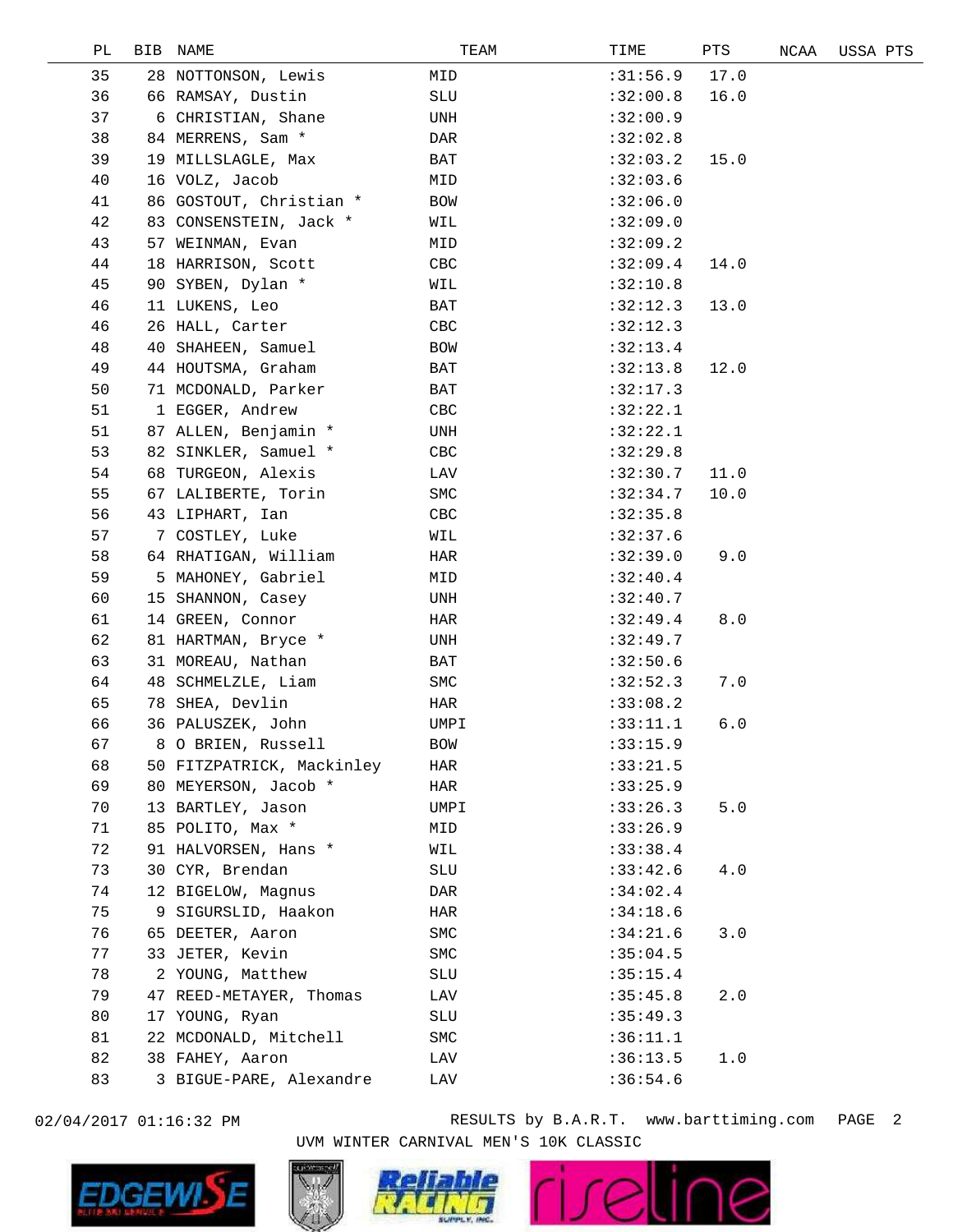| PL | BIB | NAME | TEAM | TIME | PTS | NCAA | USSA PTS |
|---|---|---|---|---|---|---|---|
| 35 | 28 | NOTTONSON, Lewis | MID | :31:56.9 | 17.0 | | |
| 36 | 66 | RAMSAY, Dustin | SLU | :32:00.8 | 16.0 | | |
| 37 | 6 | CHRISTIAN, Shane | UNH | :32:00.9 | | | |
| 38 | 84 | MERRENS, Sam * | DAR | :32:02.8 | | | |
| 39 | 19 | MILLSLAGLE, Max | BAT | :32:03.2 | 15.0 | | |
| 40 | 16 | VOLZ, Jacob | MID | :32:03.6 | | | |
| 41 | 86 | GOSTOUT, Christian * | BOW | :32:06.0 | | | |
| 42 | 83 | CONSENSTEIN, Jack * | WIL | :32:09.0 | | | |
| 43 | 57 | WEINMAN, Evan | MID | :32:09.2 | | | |
| 44 | 18 | HARRISON, Scott | CBC | :32:09.4 | 14.0 | | |
| 45 | 90 | SYBEN, Dylan * | WIL | :32:10.8 | | | |
| 46 | 11 | LUKENS, Leo | BAT | :32:12.3 | 13.0 | | |
| 46 | 26 | HALL, Carter | CBC | :32:12.3 | | | |
| 48 | 40 | SHAHEEN, Samuel | BOW | :32:13.4 | | | |
| 49 | 44 | HOUTSMA, Graham | BAT | :32:13.8 | 12.0 | | |
| 50 | 71 | MCDONALD, Parker | BAT | :32:17.3 | | | |
| 51 | 1 | EGGER, Andrew | CBC | :32:22.1 | | | |
| 51 | 87 | ALLEN, Benjamin * | UNH | :32:22.1 | | | |
| 53 | 82 | SINKLER, Samuel * | CBC | :32:29.8 | | | |
| 54 | 68 | TURGEON, Alexis | LAV | :32:30.7 | 11.0 | | |
| 55 | 67 | LALIBERTE, Torin | SMC | :32:34.7 | 10.0 | | |
| 56 | 43 | LIPHART, Ian | CBC | :32:35.8 | | | |
| 57 | 7 | COSTLEY, Luke | WIL | :32:37.6 | | | |
| 58 | 64 | RHATIGAN, William | HAR | :32:39.0 | 9.0 | | |
| 59 | 5 | MAHONEY, Gabriel | MID | :32:40.4 | | | |
| 60 | 15 | SHANNON, Casey | UNH | :32:40.7 | | | |
| 61 | 14 | GREEN, Connor | HAR | :32:49.4 | 8.0 | | |
| 62 | 81 | HARTMAN, Bryce * | UNH | :32:49.7 | | | |
| 63 | 31 | MOREAU, Nathan | BAT | :32:50.6 | | | |
| 64 | 48 | SCHMELZLE, Liam | SMC | :32:52.3 | 7.0 | | |
| 65 | 78 | SHEA, Devlin | HAR | :33:08.2 | | | |
| 66 | 36 | PALUSZEK, John | UMPI | :33:11.1 | 6.0 | | |
| 67 | 8 | O BRIEN, Russell | BOW | :33:15.9 | | | |
| 68 | 50 | FITZPATRICK, Mackinley | HAR | :33:21.5 | | | |
| 69 | 80 | MEYERSON, Jacob * | HAR | :33:25.9 | | | |
| 70 | 13 | BARTLEY, Jason | UMPI | :33:26.3 | 5.0 | | |
| 71 | 85 | POLITO, Max * | MID | :33:26.9 | | | |
| 72 | 91 | HALVORSEN, Hans * | WIL | :33:38.4 | | | |
| 73 | 30 | CYR, Brendan | SLU | :33:42.6 | 4.0 | | |
| 74 | 12 | BIGELOW, Magnus | DAR | :34:02.4 | | | |
| 75 | 9 | SIGURSLID, Haakon | HAR | :34:18.6 | | | |
| 76 | 65 | DEETER, Aaron | SMC | :34:21.6 | 3.0 | | |
| 77 | 33 | JETER, Kevin | SMC | :35:04.5 | | | |
| 78 | 2 | YOUNG, Matthew | SLU | :35:15.4 | | | |
| 79 | 47 | REED-METAYER, Thomas | LAV | :35:45.8 | 2.0 | | |
| 80 | 17 | YOUNG, Ryan | SLU | :35:49.3 | | | |
| 81 | 22 | MCDONALD, Mitchell | SMC | :36:11.1 | | | |
| 82 | 38 | FAHEY, Aaron | LAV | :36:13.5 | 1.0 | | |
| 83 | 3 | BIGUE-PARE, Alexandre | LAV | :36:54.6 | | | |

02/04/2017 01:16:32 PM RESULTS by B.A.R.T. www.barttiming.com

UVM WINTER CARNIVAL MEN'S 10K CLASSIC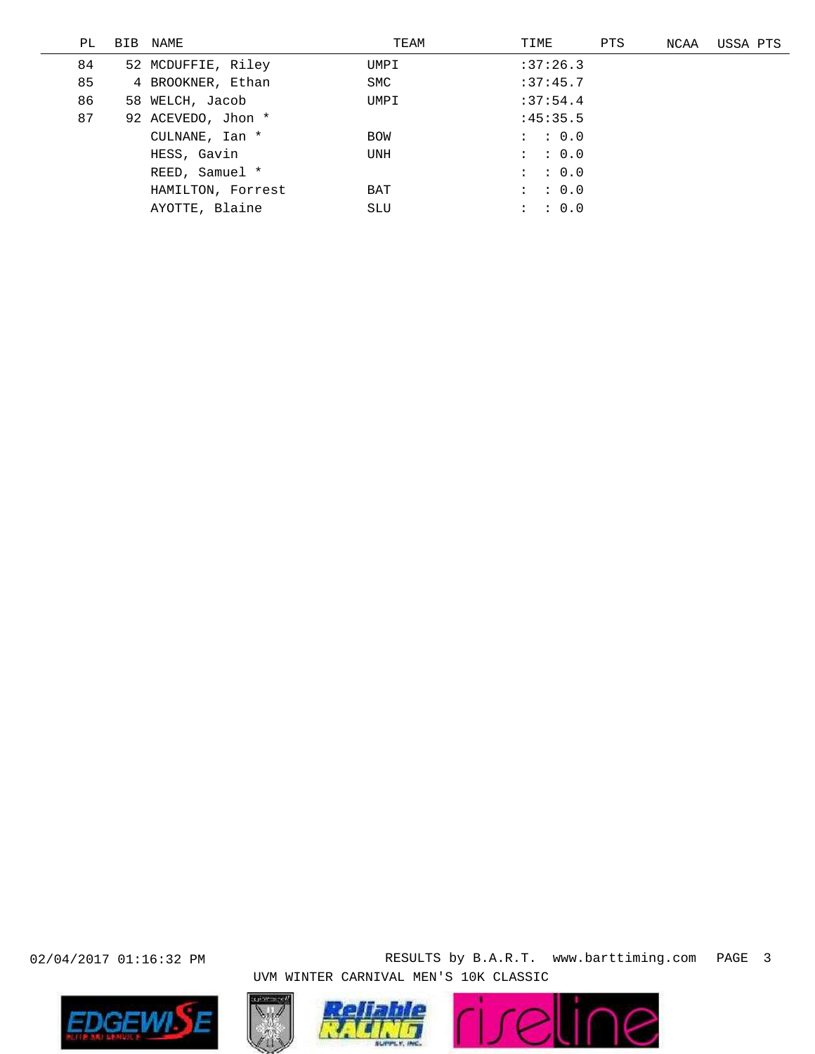| PL | BIB | NAME | TEAM | TIME | PTS | NCAA | USSA PTS |
|---|---|---|---|---|---|---|---|
| 84 | 52 | MCDUFFIE, Riley | UMPI | :37:26.3 | | | |
| 85 | 4 | BROOKNER, Ethan | SMC | :37:45.7 | | | |
| 86 | 58 | WELCH, Jacob | UMPI | :37:54.4 | | | |
| 87 | 92 | ACEVEDO, Jhon * | | :45:35.5 | | | |
| | | CULNANE, Ian * | BOW | : : 0.0 | | | |
| | | HESS, Gavin | UNH | : : 0.0 | | | |
| | | REED, Samuel * | | : : 0.0 | | | |
| | | HAMILTON, Forrest | BAT | : : 0.0 | | | |
| | | AYOTTE, Blaine | SLU | : : 0.0 | | | |

02/04/2017 01:16:32 PM RESULTS by B.A.R.T. www.barttiming.com

UVM WINTER CARNIVAL MEN'S 10K CLASSIC